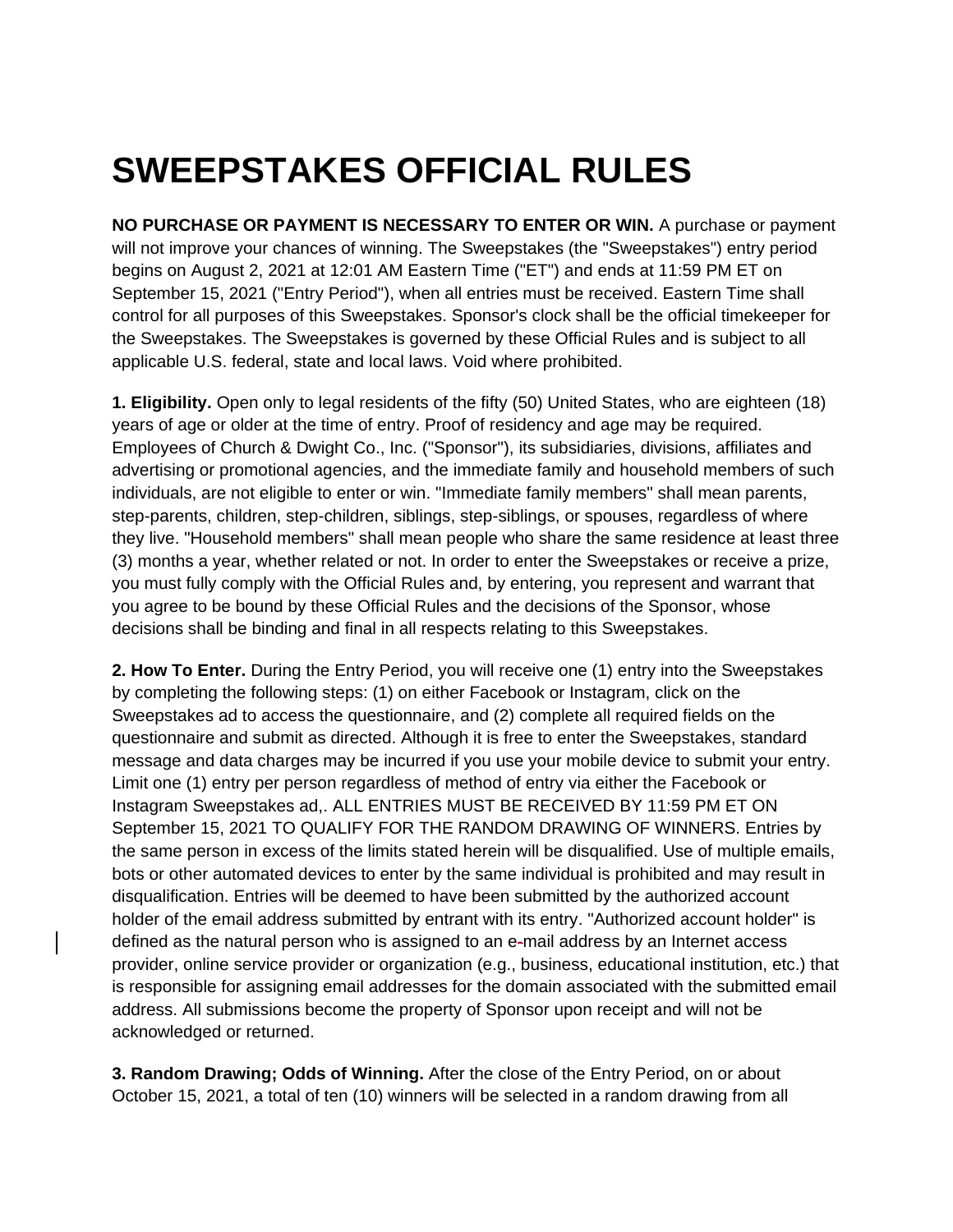# SWEEPSTAKES OFFICIAL RULES

**NO PURCHASE OR PAYMENT IS NECESSARY TO ENTER OR WIN.** A purchase or payment will not improve your chances of winning. The Sweepstakes (the "Sweepstakes") entry period begins on August 2, 2021 at 12:01 AM Eastern Time ("ET") and ends at 11:59 PM ET on September 15, 2021 ("Entry Period"), when all entries must be received. Eastern Time shall control for all purposes of this Sweepstakes. Sponsor's clock shall be the official timekeeper for the Sweepstakes. The Sweepstakes is governed by these Official Rules and is subject to all applicable U.S. federal, state and local laws. Void where prohibited.

**1. Eligibility.** Open only to legal residents of the fifty (50) United States, who are eighteen (18) years of age or older at the time of entry. Proof of residency and age may be required. Employees of Church & Dwight Co., Inc. ("Sponsor"), its subsidiaries, divisions, affiliates and advertising or promotional agencies, and the immediate family and household members of such individuals, are not eligible to enter or win. "Immediate family members" shall mean parents, step-parents, children, step-children, siblings, step-siblings, or spouses, regardless of where they live. "Household members" shall mean people who share the same residence at least three (3) months a year, whether related or not. In order to enter the Sweepstakes or receive a prize, you must fully comply with the Official Rules and, by entering, you represent and warrant that you agree to be bound by these Official Rules and the decisions of the Sponsor, whose decisions shall be binding and final in all respects relating to this Sweepstakes.

**2. How To Enter.** During the Entry Period, you will receive one (1) entry into the Sweepstakes by completing the following steps: (1) on either Facebook or Instagram, click on the Sweepstakes ad to access the questionnaire, and (2) complete all required fields on the questionnaire and submit as directed. Although it is free to enter the Sweepstakes, standard message and data charges may be incurred if you use your mobile device to submit your entry. Limit one (1) entry per person regardless of method of entry via either the Facebook or Instagram Sweepstakes ad,. ALL ENTRIES MUST BE RECEIVED BY 11:59 PM ET ON September 15, 2021 TO QUALIFY FOR THE RANDOM DRAWING OF WINNERS. Entries by the same person in excess of the limits stated herein will be disqualified. Use of multiple emails, bots or other automated devices to enter by the same individual is prohibited and may result in disqualification. Entries will be deemed to have been submitted by the authorized account holder of the email address submitted by entrant with its entry. "Authorized account holder" is defined as the natural person who is assigned to an e-mail address by an Internet access provider, online service provider or organization (e.g., business, educational institution, etc.) that is responsible for assigning email addresses for the domain associated with the submitted email address. All submissions become the property of Sponsor upon receipt and will not be acknowledged or returned.

**3. Random Drawing; Odds of Winning.** After the close of the Entry Period, on or about October 15, 2021, a total of ten (10) winners will be selected in a random drawing from all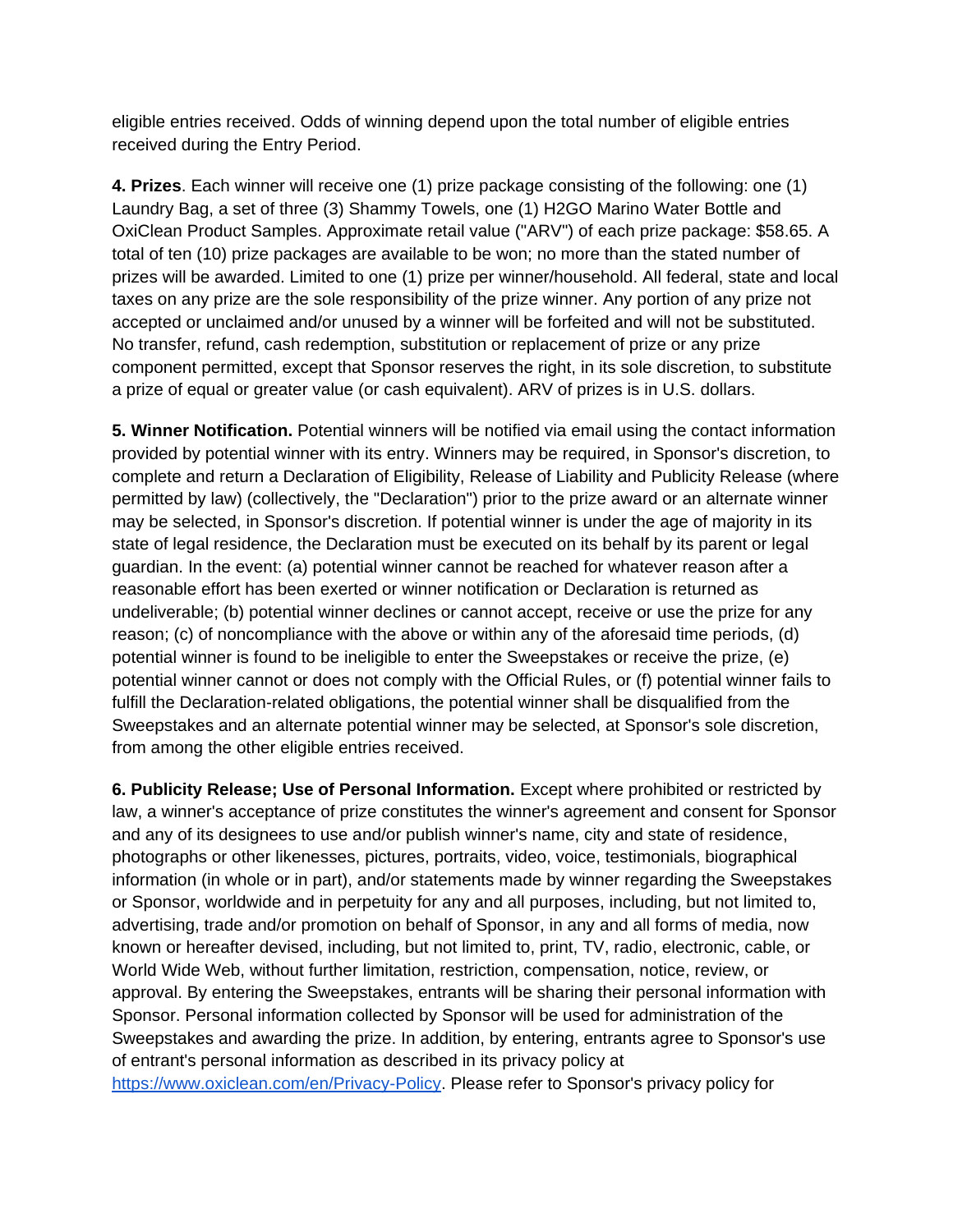eligible entries received. Odds of winning depend upon the total number of eligible entries received during the Entry Period.

**4. Prizes**. Each winner will receive one (1) prize package consisting of the following: one (1) Laundry Bag, a set of three (3) Shammy Towels, one (1) H2GO Marino Water Bottle and OxiClean Product Samples. Approximate retail value ("ARV") of each prize package: $58.65. A total of ten (10) prize packages are available to be won; no more than the stated number of prizes will be awarded. Limited to one (1) prize per winner/household. All federal, state and local taxes on any prize are the sole responsibility of the prize winner. Any portion of any prize not accepted or unclaimed and/or unused by a winner will be forfeited and will not be substituted. No transfer, refund, cash redemption, substitution or replacement of prize or any prize component permitted, except that Sponsor reserves the right, in its sole discretion, to substitute a prize of equal or greater value (or cash equivalent). ARV of prizes is in U.S. dollars.

**5. Winner Notification.** Potential winners will be notified via email using the contact information provided by potential winner with its entry. Winners may be required, in Sponsor's discretion, to complete and return a Declaration of Eligibility, Release of Liability and Publicity Release (where permitted by law) (collectively, the "Declaration") prior to the prize award or an alternate winner may be selected, in Sponsor's discretion. If potential winner is under the age of majority in its state of legal residence, the Declaration must be executed on its behalf by its parent or legal guardian. In the event: (a) potential winner cannot be reached for whatever reason after a reasonable effort has been exerted or winner notification or Declaration is returned as undeliverable; (b) potential winner declines or cannot accept, receive or use the prize for any reason; (c) of noncompliance with the above or within any of the aforesaid time periods, (d) potential winner is found to be ineligible to enter the Sweepstakes or receive the prize, (e) potential winner cannot or does not comply with the Official Rules, or (f) potential winner fails to fulfill the Declaration-related obligations, the potential winner shall be disqualified from the Sweepstakes and an alternate potential winner may be selected, at Sponsor's sole discretion, from among the other eligible entries received.

**6. Publicity Release; Use of Personal Information.** Except where prohibited or restricted by law, a winner's acceptance of prize constitutes the winner's agreement and consent for Sponsor and any of its designees to use and/or publish winner's name, city and state of residence, photographs or other likenesses, pictures, portraits, video, voice, testimonials, biographical information (in whole or in part), and/or statements made by winner regarding the Sweepstakes or Sponsor, worldwide and in perpetuity for any and all purposes, including, but not limited to, advertising, trade and/or promotion on behalf of Sponsor, in any and all forms of media, now known or hereafter devised, including, but not limited to, print, TV, radio, electronic, cable, or World Wide Web, without further limitation, restriction, compensation, notice, review, or approval. By entering the Sweepstakes, entrants will be sharing their personal information with Sponsor. Personal information collected by Sponsor will be used for administration of the Sweepstakes and awarding the prize. In addition, by entering, entrants agree to Sponsor's use of entrant's personal information as described in its privacy policy at [https://www.oxiclean.com/en/Privacy-Policy](https://www.oxiclean.com/en/Privacy-Policy). Please refer to Sponsor's privacy policy for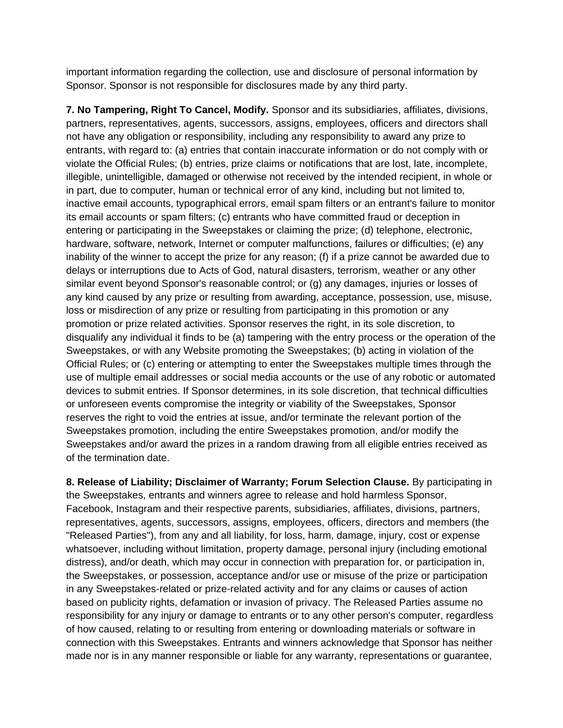important information regarding the collection, use and disclosure of personal information by Sponsor. Sponsor is not responsible for disclosures made by any third party.

**7. No Tampering, Right To Cancel, Modify.** Sponsor and its subsidiaries, affiliates, divisions, partners, representatives, agents, successors, assigns, employees, officers and directors shall not have any obligation or responsibility, including any responsibility to award any prize to entrants, with regard to: (a) entries that contain inaccurate information or do not comply with or violate the Official Rules; (b) entries, prize claims or notifications that are lost, late, incomplete, illegible, unintelligible, damaged or otherwise not received by the intended recipient, in whole or in part, due to computer, human or technical error of any kind, including but not limited to, inactive email accounts, typographical errors, email spam filters or an entrant's failure to monitor its email accounts or spam filters; (c) entrants who have committed fraud or deception in entering or participating in the Sweepstakes or claiming the prize; (d) telephone, electronic, hardware, software, network, Internet or computer malfunctions, failures or difficulties; (e) any inability of the winner to accept the prize for any reason; (f) if a prize cannot be awarded due to delays or interruptions due to Acts of God, natural disasters, terrorism, weather or any other similar event beyond Sponsor's reasonable control; or (g) any damages, injuries or losses of any kind caused by any prize or resulting from awarding, acceptance, possession, use, misuse, loss or misdirection of any prize or resulting from participating in this promotion or any promotion or prize related activities. Sponsor reserves the right, in its sole discretion, to disqualify any individual it finds to be (a) tampering with the entry process or the operation of the Sweepstakes, or with any Website promoting the Sweepstakes; (b) acting in violation of the Official Rules; or (c) entering or attempting to enter the Sweepstakes multiple times through the use of multiple email addresses or social media accounts or the use of any robotic or automated devices to submit entries. If Sponsor determines, in its sole discretion, that technical difficulties or unforeseen events compromise the integrity or viability of the Sweepstakes, Sponsor reserves the right to void the entries at issue, and/or terminate the relevant portion of the Sweepstakes promotion, including the entire Sweepstakes promotion, and/or modify the Sweepstakes and/or award the prizes in a random drawing from all eligible entries received as of the termination date.

**8. Release of Liability; Disclaimer of Warranty; Forum Selection Clause.** By participating in the Sweepstakes, entrants and winners agree to release and hold harmless Sponsor, Facebook, Instagram and their respective parents, subsidiaries, affiliates, divisions, partners, representatives, agents, successors, assigns, employees, officers, directors and members (the "Released Parties"), from any and all liability, for loss, harm, damage, injury, cost or expense whatsoever, including without limitation, property damage, personal injury (including emotional distress), and/or death, which may occur in connection with preparation for, or participation in, the Sweepstakes, or possession, acceptance and/or use or misuse of the prize or participation in any Sweepstakes-related or prize-related activity and for any claims or causes of action based on publicity rights, defamation or invasion of privacy. The Released Parties assume no responsibility for any injury or damage to entrants or to any other person's computer, regardless of how caused, relating to or resulting from entering or downloading materials or software in connection with this Sweepstakes. Entrants and winners acknowledge that Sponsor has neither made nor is in any manner responsible or liable for any warranty, representations or guarantee,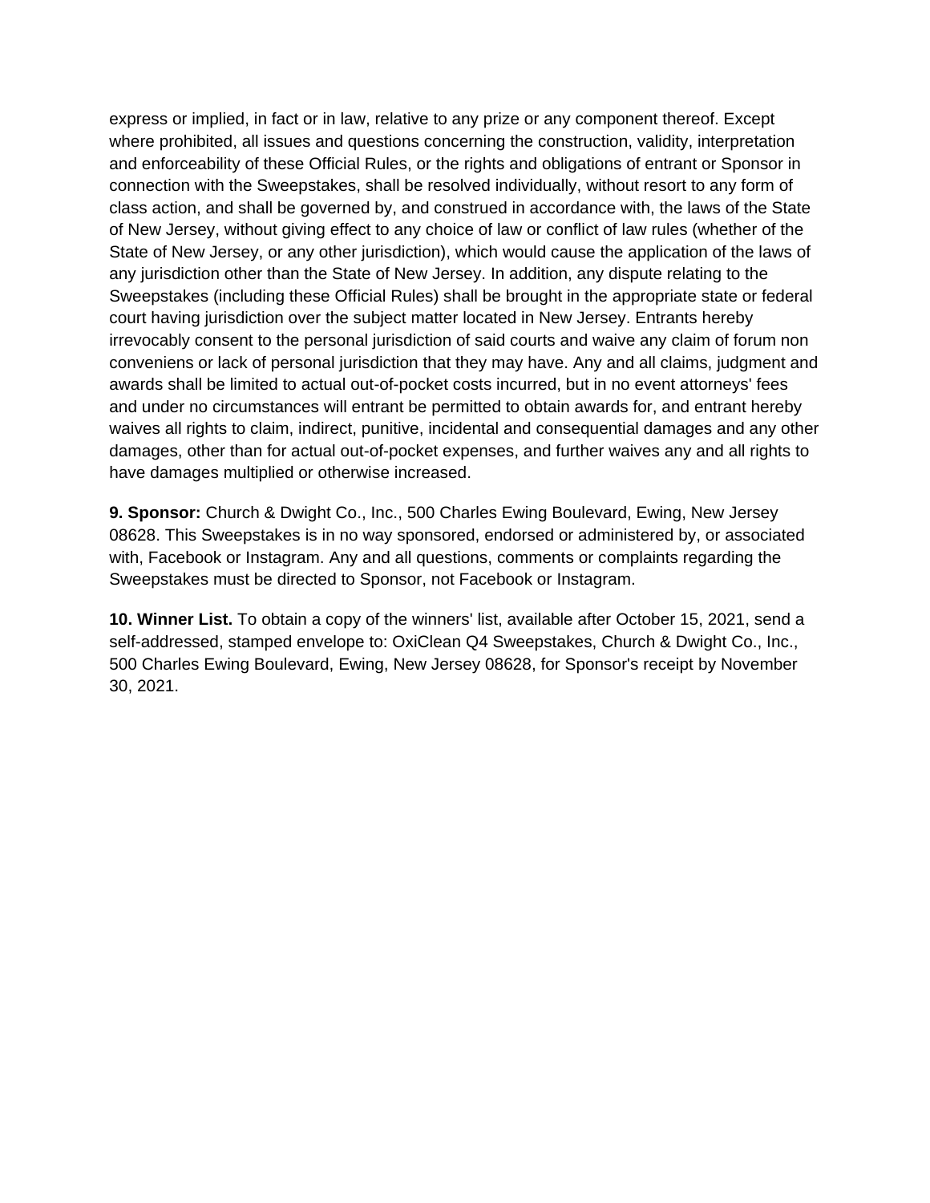express or implied, in fact or in law, relative to any prize or any component thereof. Except where prohibited, all issues and questions concerning the construction, validity, interpretation and enforceability of these Official Rules, or the rights and obligations of entrant or Sponsor in connection with the Sweepstakes, shall be resolved individually, without resort to any form of class action, and shall be governed by, and construed in accordance with, the laws of the State of New Jersey, without giving effect to any choice of law or conflict of law rules (whether of the State of New Jersey, or any other jurisdiction), which would cause the application of the laws of any jurisdiction other than the State of New Jersey. In addition, any dispute relating to the Sweepstakes (including these Official Rules) shall be brought in the appropriate state or federal court having jurisdiction over the subject matter located in New Jersey. Entrants hereby irrevocably consent to the personal jurisdiction of said courts and waive any claim of forum non conveniens or lack of personal jurisdiction that they may have. Any and all claims, judgment and awards shall be limited to actual out-of-pocket costs incurred, but in no event attorneys' fees and under no circumstances will entrant be permitted to obtain awards for, and entrant hereby waives all rights to claim, indirect, punitive, incidental and consequential damages and any other damages, other than for actual out-of-pocket expenses, and further waives any and all rights to have damages multiplied or otherwise increased.

**9. Sponsor:** Church & Dwight Co., Inc., 500 Charles Ewing Boulevard, Ewing, New Jersey 08628. This Sweepstakes is in no way sponsored, endorsed or administered by, or associated with, Facebook or Instagram. Any and all questions, comments or complaints regarding the Sweepstakes must be directed to Sponsor, not Facebook or Instagram.

**10. Winner List.** To obtain a copy of the winners' list, available after October 15, 2021, send a self-addressed, stamped envelope to: OxiClean Q4 Sweepstakes, Church & Dwight Co., Inc., 500 Charles Ewing Boulevard, Ewing, New Jersey 08628, for Sponsor's receipt by November 30, 2021.